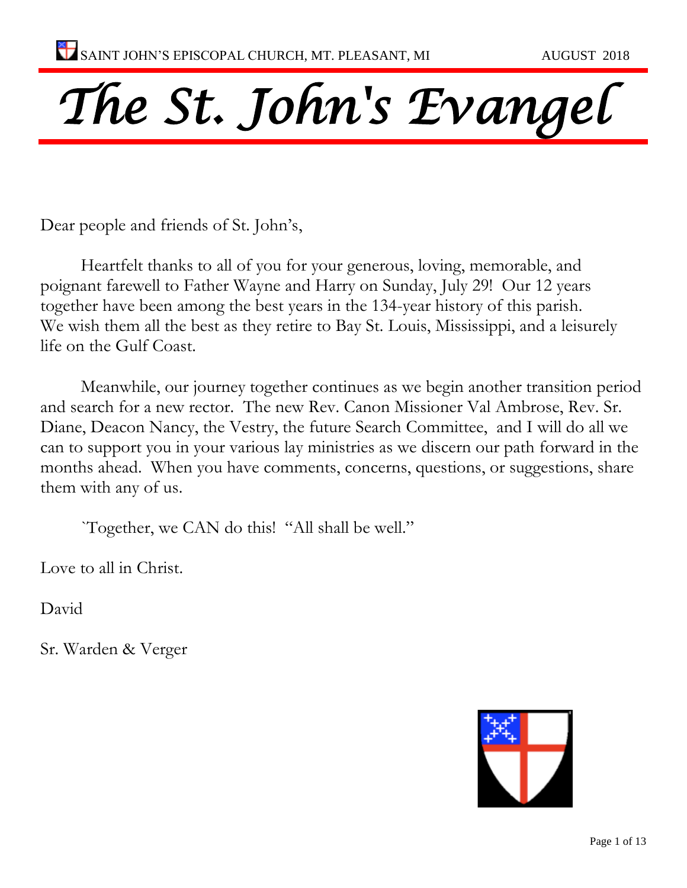SAINT JOHN'S EPISCOPAL CHURCH, MT. PLEASANT, MI AUGUST 2018

# *The St. John's Evangel*

Dear people and friends of St. John's,

Heartfelt thanks to all of you for your generous, loving, memorable, and poignant farewell to Father Wayne and Harry on Sunday, July 29! Our 12 years together have been among the best years in the 134-year history of this parish. We wish them all the best as they retire to Bay St. Louis, Mississippi, and a leisurely life on the Gulf Coast.

Meanwhile, our journey together continues as we begin another transition period and search for a new rector. The new Rev. Canon Missioner Val Ambrose, Rev. Sr. Diane, Deacon Nancy, the Vestry, the future Search Committee, and I will do all we can to support you in your various lay ministries as we discern our path forward in the months ahead. When you have comments, concerns, questions, or suggestions, share them with any of us.

`Together, we CAN do this! "All shall be well."

Love to all in Christ.

David

Sr. Warden & Verger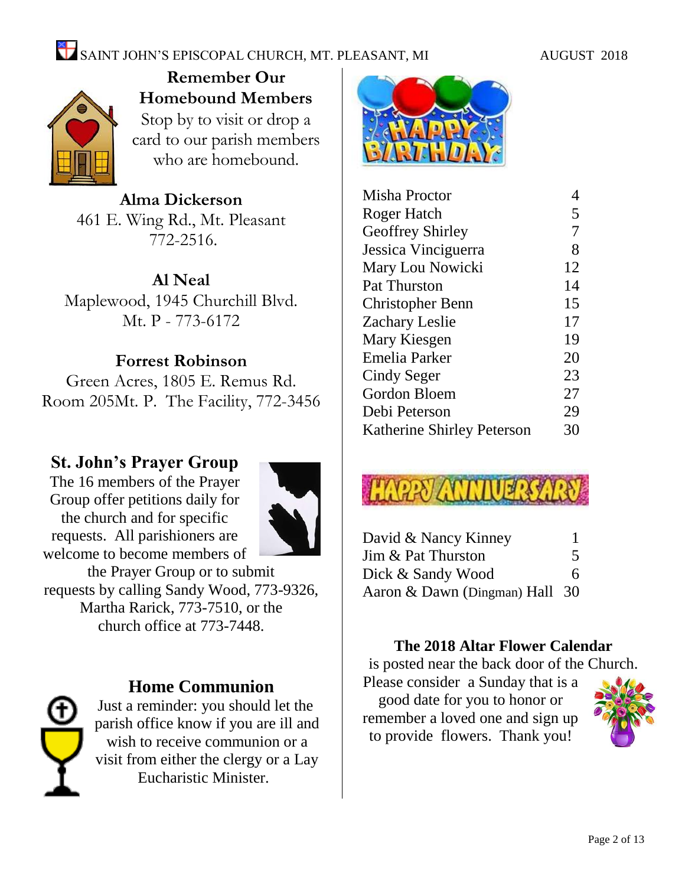## Remember Our Homebound Members

Stop by to visit or drop a card to our parish members who are homebound.

**Alma Dickerson**
461 E. Wing Rd., Mt. Pleasant
772-2516.

**Al Neal**
Maplewood, 1945 Churchill Blvd.
Mt. P - 773-6172

**Forrest Robinson**
Green Acres, 1805 E. Remus Rd.
Room 205Mt. P. The Facility, 772-3456

## St. John's Prayer Group

The 16 members of the Prayer Group offer petitions daily for the church and for specific requests. All parishioners are welcome to become members of the Prayer Group or to submit requests by calling Sandy Wood, 773-9326, Martha Rarick, 773-7510, or the church office at 773-7448.

## Home Communion

Just a reminder: you should let the parish office know if you are ill and wish to receive communion or a visit from either the clergy or a Lay Eucharistic Minister.

## Happy Birthday

| Name | Day |
|---|---|
| Misha Proctor | 4 |
| Roger Hatch | 5 |
| Geoffrey Shirley | 7 |
| Jessica Vinciguerra | 8 |
| Mary Lou Nowicki | 12 |
| Pat Thurston | 14 |
| Christopher Benn | 15 |
| Zachary Leslie | 17 |
| Mary Kiesgen | 19 |
| Emelia Parker | 20 |
| Cindy Seger | 23 |
| Gordon Bloem | 27 |
| Debi Peterson | 29 |
| Katherine Shirley Peterson | 30 |

## Happy Anniversary

| Names | Day |
|---|---|
| David & Nancy Kinney | 1 |
| Jim & Pat Thurston | 5 |
| Dick & Sandy Wood | 6 |
| Aaron & Dawn (Dingman) Hall | 30 |

## The 2018 Altar Flower Calendar

is posted near the back door of the Church. Please consider a Sunday that is a good date for you to honor or remember a loved one and sign up to provide flowers. Thank you!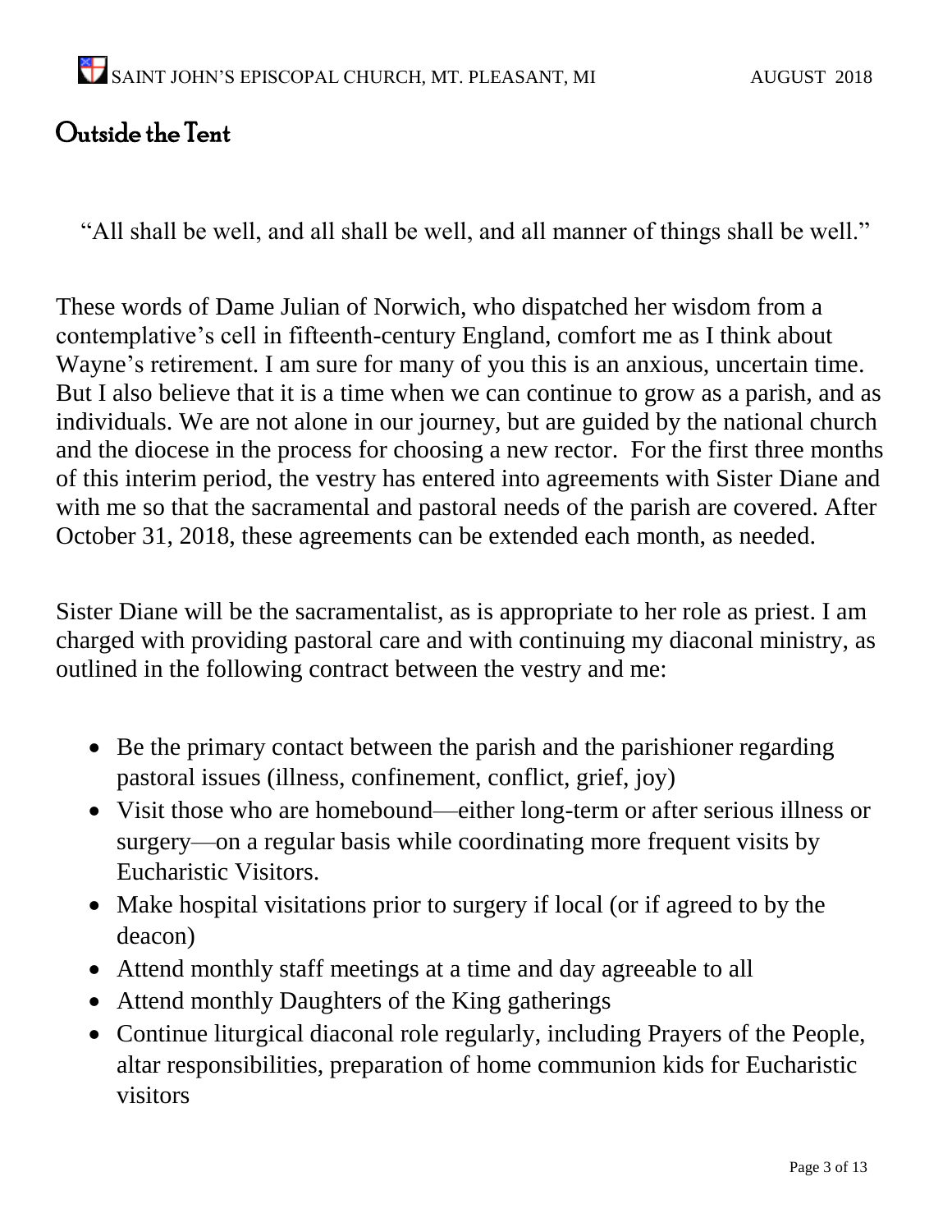## Outside the Tent

"All shall be well, and all shall be well, and all manner of things shall be well."

These words of Dame Julian of Norwich, who dispatched her wisdom from a contemplative's cell in fifteenth-century England, comfort me as I think about Wayne's retirement. I am sure for many of you this is an anxious, uncertain time. But I also believe that it is a time when we can continue to grow as a parish, and as individuals. We are not alone in our journey, but are guided by the national church and the diocese in the process for choosing a new rector. For the first three months of this interim period, the vestry has entered into agreements with Sister Diane and with me so that the sacramental and pastoral needs of the parish are covered. After October 31, 2018, these agreements can be extended each month, as needed.

Sister Diane will be the sacramentalist, as is appropriate to her role as priest. I am charged with providing pastoral care and with continuing my diaconal ministry, as outlined in the following contract between the vestry and me:

- Be the primary contact between the parish and the parishioner regarding pastoral issues (illness, confinement, conflict, grief, joy)
- Visit those who are homebound—either long-term or after serious illness or surgery—on a regular basis while coordinating more frequent visits by Eucharistic Visitors.
- Make hospital visitations prior to surgery if local (or if agreed to by the deacon)
- Attend monthly staff meetings at a time and day agreeable to all
- Attend monthly Daughters of the King gatherings
- Continue liturgical diaconal role regularly, including Prayers of the People, altar responsibilities, preparation of home communion kids for Eucharistic visitors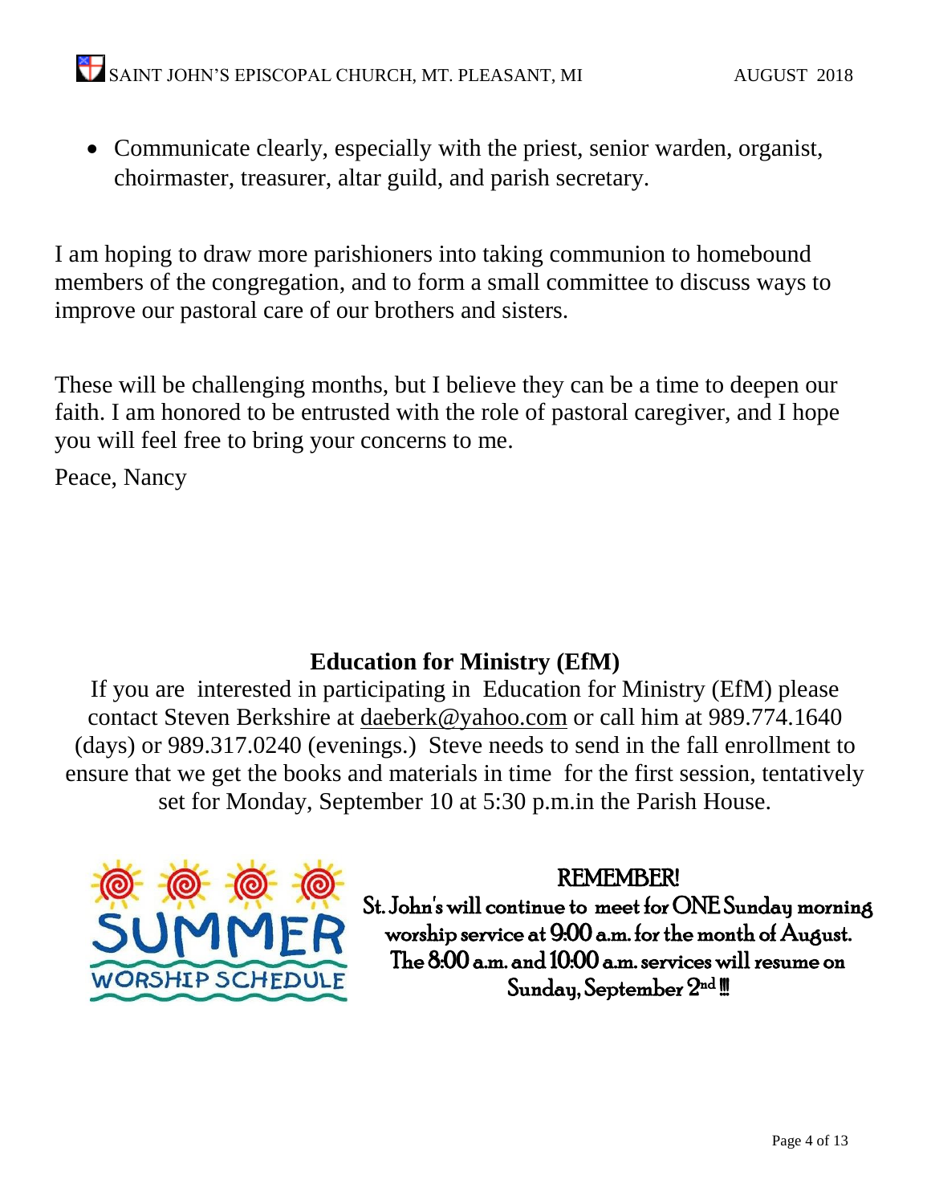- Communicate clearly, especially with the priest, senior warden, organist, choirmaster, treasurer, altar guild, and parish secretary.

I am hoping to draw more parishioners into taking communion to homebound members of the congregation, and to form a small committee to discuss ways to improve our pastoral care of our brothers and sisters.

These will be challenging months, but I believe they can be a time to deepen our faith. I am honored to be entrusted with the role of pastoral caregiver, and I hope you will feel free to bring your concerns to me.

Peace, Nancy

## Education for Ministry (EfM)

If you are interested in participating in Education for Ministry (EfM) please contact Steven Berkshire at daeberk@yahoo.com or call him at 989.774.1640 (days) or 989.317.0240 (evenings.) Steve needs to send in the fall enrollment to ensure that we get the books and materials in time for the first session, tentatively set for Monday, September 10 at 5:30 p.m.in the Parish House.

SUMMER WORSHIP SCHEDULE

**REMEMBER!**

St. John's will continue to meet for ONE Sunday morning worship service at 9:00 a.m. for the month of August. The 8:00 a.m. and 10:00 a.m. services will resume on Sunday, September 2nd !!!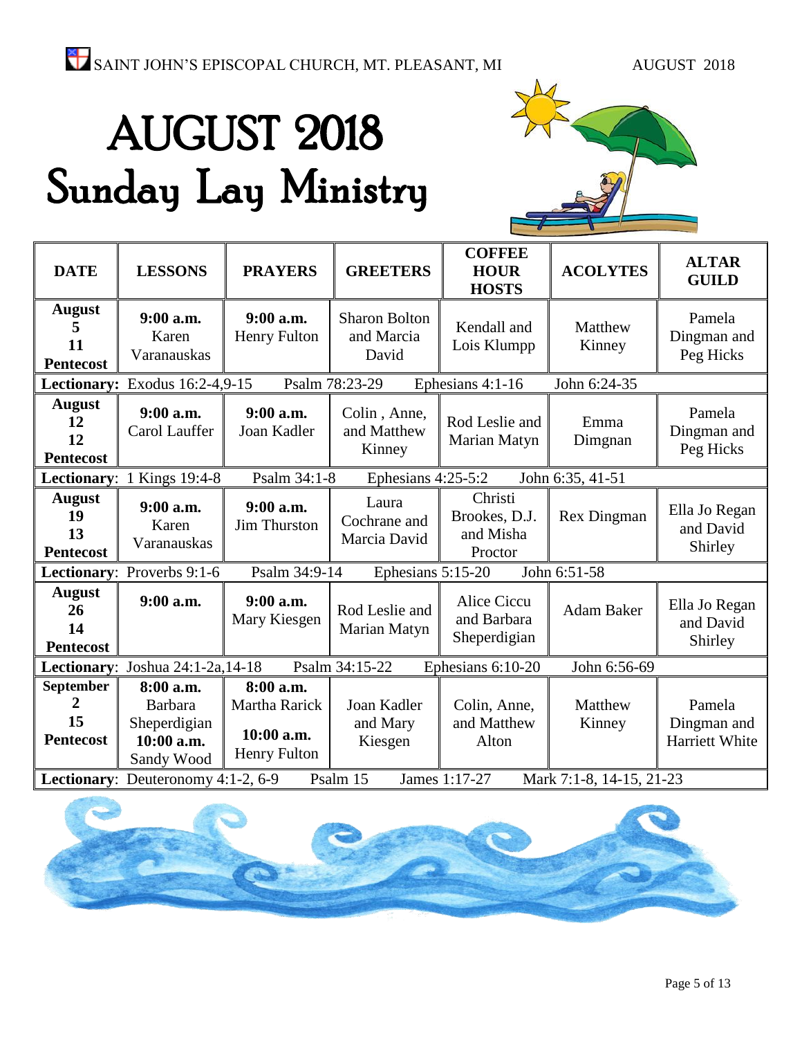# AUGUST 2018
## Sunday Lay Ministry

| DATE | LESSONS | PRAYERS | GREETERS | COFFEE HOUR HOSTS | ACOLYTES | ALTAR GUILD |
|---|---|---|---|---|---|---|
| **August 5 11 Pentecost** | **9:00 a.m.** Karen Varanauskas | **9:00 a.m.** Henry Fulton | Sharon Bolton and Marcia David | Kendall and Lois Klumpp | Matthew Kinney | Pamela Dingman and Peg Hicks |
| **Lectionary:** Exodus 16:2-4,9-15 Psalm 78:23-29 Ephesians 4:1-16 John 6:24-35 | | | | | | |
| **August 12 12 Pentecost** | **9:00 a.m.** Carol Lauffer | **9:00 a.m.** Joan Kadler | Colin , Anne, and Matthew Kinney | Rod Leslie and Marian Matyn | Emma Dimgnan | Pamela Dingman and Peg Hicks |
| **Lectionary:** 1 Kings 19:4-8 Psalm 34:1-8 Ephesians 4:25-5:2 John 6:35, 41-51 | | | | | | |
| **August 19 13 Pentecost** | **9:00 a.m.** Karen Varanauskas | **9:00 a.m.** Jim Thurston | Laura Cochrane and Marcia David | Christi Brookes, D.J. and Misha Proctor | Rex Dingman | Ella Jo Regan and David Shirley |
| **Lectionary:** Proverbs 9:1-6 Psalm 34:9-14 Ephesians 5:15-20 John 6:51-58 | | | | | | |
| **August 26 14 Pentecost** | **9:00 a.m.** | **9:00 a.m.** Mary Kiesgen | Rod Leslie and Marian Matyn | Alice Ciccu and Barbara Sheperdigian | Adam Baker | Ella Jo Regan and David Shirley |
| **Lectionary:** Joshua 24:1-2a,14-18 Psalm 34:15-22 Ephesians 6:10-20 John 6:56-69 | | | | | | |
| **September 2 15 Pentecost** | **8:00 a.m.** Barbara Sheperdigian **10:00 a.m.** Sandy Wood | **8:00 a.m.** Martha Rarick **10:00 a.m.** Henry Fulton | Joan Kadler and Mary Kiesgen | Colin, Anne, and Matthew Alton | Matthew Kinney | Pamela Dingman and Harriett White |
| **Lectionary:** Deuteronomy 4:1-2, 6-9 Psalm 15 James 1:17-27 Mark 7:1-8, 14-15, 21-23 | | | | | | |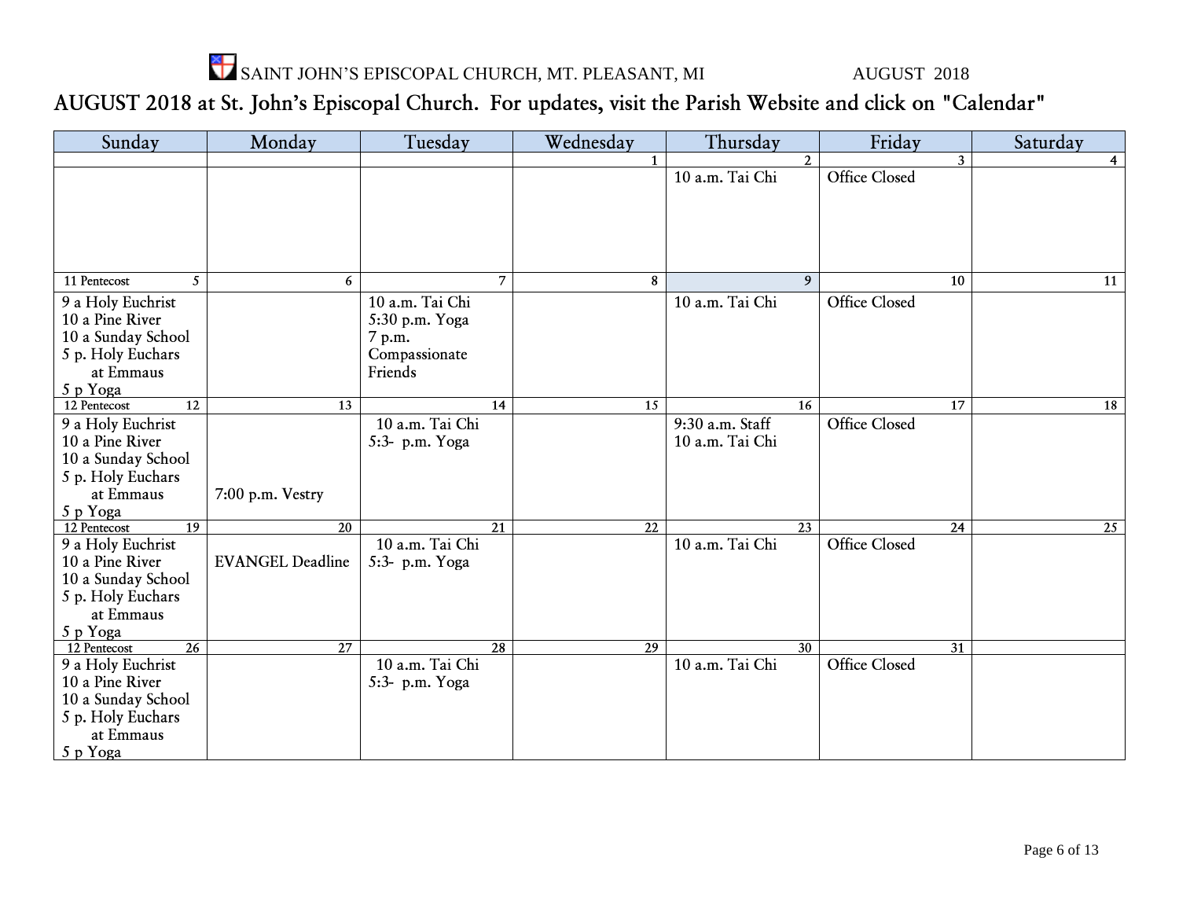SAINT JOHN'S EPISCOPAL CHURCH, MT. PLEASANT, MI AUGUST 2018

## AUGUST 2018 at St. John's Episcopal Church. For updates, visit the Parish Website and click on "Calendar"

| Sunday | Monday | Tuesday | Wednesday | Thursday | Friday | Saturday |
|---|---|---|---|---|---|---|
| | | | 1 | 2 | 3 | 4 |
| | | | | 10 a.m. Tai Chi | Office Closed | |
| 11 Pentecost 5 | 6 | 7 | 8 | 9 | 10 | 11 |
| 9 a Holy Euchrist<br>10 a Pine River<br>10 a Sunday School<br>5 p. Holy Euchars at Emmaus<br>5 p Yoga | | 10 a.m. Tai Chi<br>5:30 p.m. Yoga<br>7 p.m. Compassionate Friends | | 10 a.m. Tai Chi | Office Closed | |
| 12 Pentecost 12 | 13 | 14 | 15 | 16 | 17 | 18 |
| 9 a Holy Euchrist<br>10 a Pine River<br>10 a Sunday School<br>5 p. Holy Euchars at Emmaus<br>5 p Yoga | 7:00 p.m. Vestry | 10 a.m. Tai Chi<br>5:3- p.m. Yoga | | 9:30 a.m. Staff<br>10 a.m. Tai Chi | Office Closed | |
| 12 Pentecost 19 | 20 | 21 | 22 | 23 | 24 | 25 |
| 9 a Holy Euchrist<br>10 a Pine River<br>10 a Sunday School<br>5 p. Holy Euchars at Emmaus<br>5 p Yoga | EVANGEL Deadline | 10 a.m. Tai Chi<br>5:3- p.m. Yoga | | 10 a.m. Tai Chi | Office Closed | |
| 12 Pentecost 26 | 27 | 28 | 29 | 30 | 31 | |
| 9 a Holy Euchrist<br>10 a Pine River<br>10 a Sunday School<br>5 p. Holy Euchars at Emmaus<br>5 p Yoga | | 10 a.m. Tai Chi<br>5:3- p.m. Yoga | | 10 a.m. Tai Chi | Office Closed | |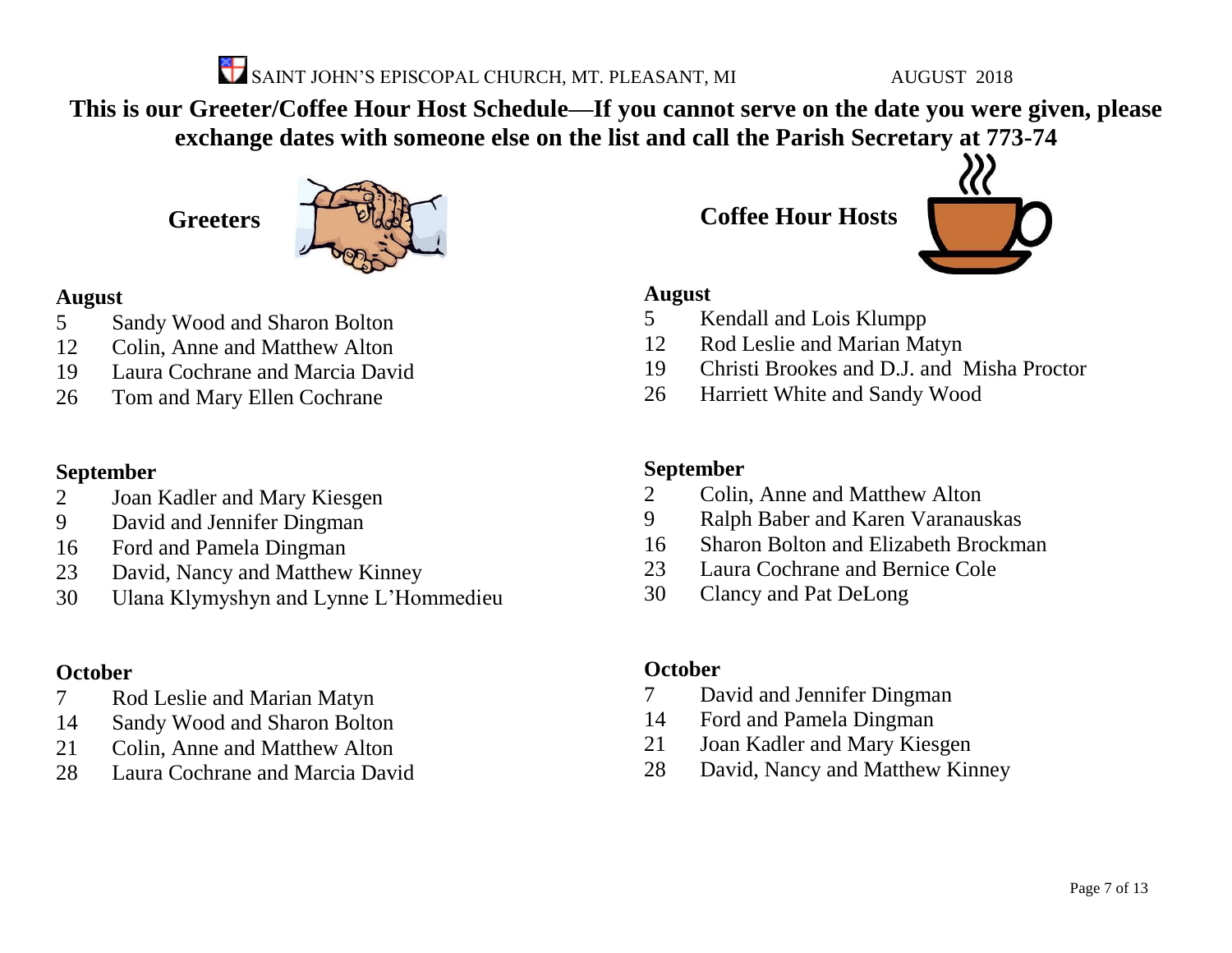SAINT JOHN'S EPISCOPAL CHURCH, MT. PLEASANT, MI AUGUST 2018

**This is our Greeter/Coffee Hour Host Schedule—If you cannot serve on the date you were given, please exchange dates with someone else on the list and call the Parish Secretary at 773-74**

## Greeters

**August**

5 Sandy Wood and Sharon Bolton
12 Colin, Anne and Matthew Alton
19 Laura Cochrane and Marcia David
26 Tom and Mary Ellen Cochrane

**September**

2 Joan Kadler and Mary Kiesgen
9 David and Jennifer Dingman
16 Ford and Pamela Dingman
23 David, Nancy and Matthew Kinney
30 Ulana Klymyshyn and Lynne L'Hommedieu

**October**

7 Rod Leslie and Marian Matyn
14 Sandy Wood and Sharon Bolton
21 Colin, Anne and Matthew Alton
28 Laura Cochrane and Marcia David

## Coffee Hour Hosts

**August**

5 Kendall and Lois Klumpp
12 Rod Leslie and Marian Matyn
19 Christi Brookes and D.J. and Misha Proctor
26 Harriett White and Sandy Wood

**September**

2 Colin, Anne and Matthew Alton
9 Ralph Baber and Karen Varanauskas
16 Sharon Bolton and Elizabeth Brockman
23 Laura Cochrane and Bernice Cole
30 Clancy and Pat DeLong

**October**

7 David and Jennifer Dingman
14 Ford and Pamela Dingman
21 Joan Kadler and Mary Kiesgen
28 David, Nancy and Matthew Kinney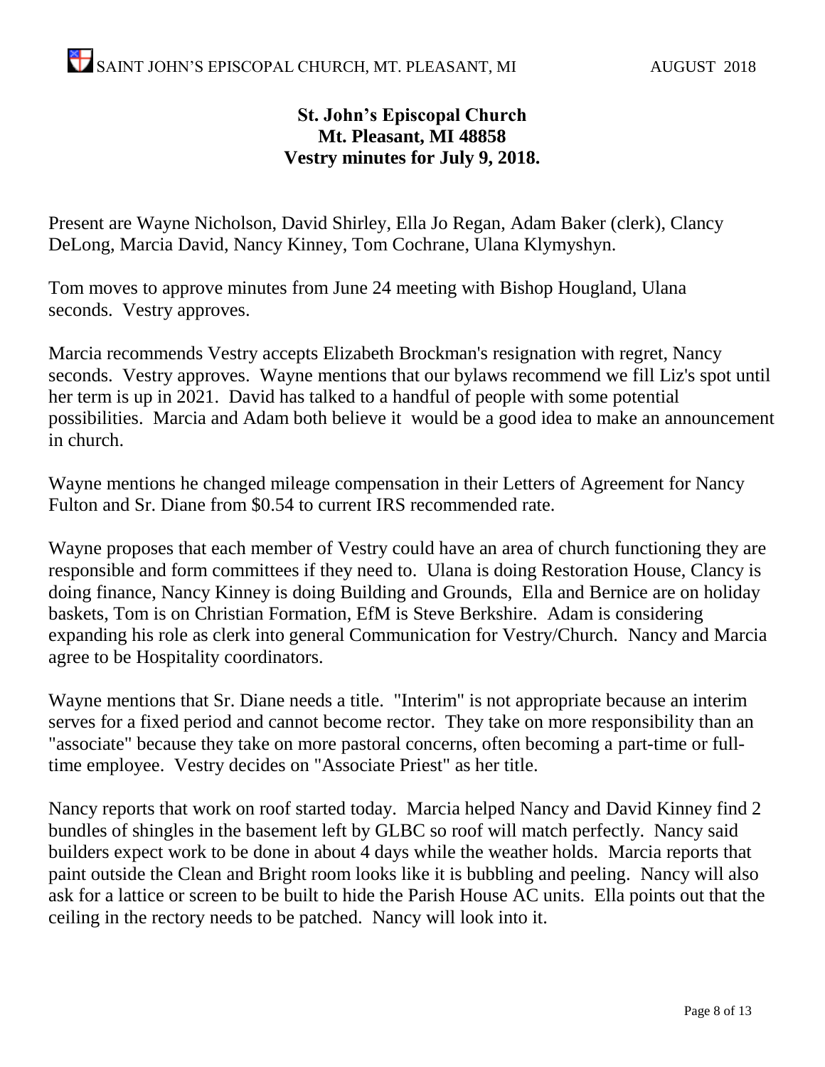**St. John's Episcopal Church**
**Mt. Pleasant, MI 48858**
**Vestry minutes for July 9, 2018.**

Present are Wayne Nicholson, David Shirley, Ella Jo Regan, Adam Baker (clerk), Clancy DeLong, Marcia David, Nancy Kinney, Tom Cochrane, Ulana Klymyshyn.

Tom moves to approve minutes from June 24 meeting with Bishop Hougland, Ulana seconds. Vestry approves.

Marcia recommends Vestry accepts Elizabeth Brockman's resignation with regret, Nancy seconds. Vestry approves. Wayne mentions that our bylaws recommend we fill Liz's spot until her term is up in 2021. David has talked to a handful of people with some potential possibilities. Marcia and Adam both believe it would be a good idea to make an announcement in church.

Wayne mentions he changed mileage compensation in their Letters of Agreement for Nancy Fulton and Sr. Diane from $0.54 to current IRS recommended rate.

Wayne proposes that each member of Vestry could have an area of church functioning they are responsible and form committees if they need to. Ulana is doing Restoration House, Clancy is doing finance, Nancy Kinney is doing Building and Grounds, Ella and Bernice are on holiday baskets, Tom is on Christian Formation, EfM is Steve Berkshire. Adam is considering expanding his role as clerk into general Communication for Vestry/Church. Nancy and Marcia agree to be Hospitality coordinators.

Wayne mentions that Sr. Diane needs a title. "Interim" is not appropriate because an interim serves for a fixed period and cannot become rector. They take on more responsibility than an "associate" because they take on more pastoral concerns, often becoming a part-time or full-time employee. Vestry decides on "Associate Priest" as her title.

Nancy reports that work on roof started today. Marcia helped Nancy and David Kinney find 2 bundles of shingles in the basement left by GLBC so roof will match perfectly. Nancy said builders expect work to be done in about 4 days while the weather holds. Marcia reports that paint outside the Clean and Bright room looks like it is bubbling and peeling. Nancy will also ask for a lattice or screen to be built to hide the Parish House AC units. Ella points out that the ceiling in the rectory needs to be patched. Nancy will look into it.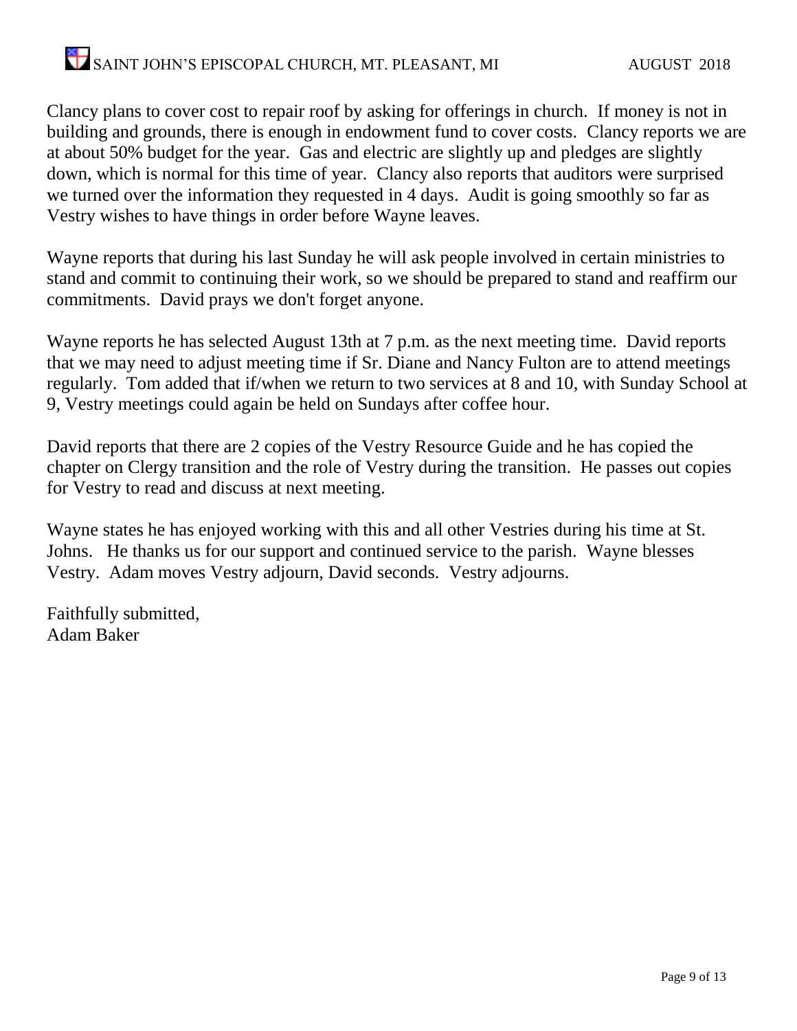Clancy plans to cover cost to repair roof by asking for offerings in church. If money is not in building and grounds, there is enough in endowment fund to cover costs. Clancy reports we are at about 50% budget for the year. Gas and electric are slightly up and pledges are slightly down, which is normal for this time of year. Clancy also reports that auditors were surprised we turned over the information they requested in 4 days. Audit is going smoothly so far as Vestry wishes to have things in order before Wayne leaves.

Wayne reports that during his last Sunday he will ask people involved in certain ministries to stand and commit to continuing their work, so we should be prepared to stand and reaffirm our commitments. David prays we don't forget anyone.

Wayne reports he has selected August 13th at 7 p.m. as the next meeting time. David reports that we may need to adjust meeting time if Sr. Diane and Nancy Fulton are to attend meetings regularly. Tom added that if/when we return to two services at 8 and 10, with Sunday School at 9, Vestry meetings could again be held on Sundays after coffee hour.

David reports that there are 2 copies of the Vestry Resource Guide and he has copied the chapter on Clergy transition and the role of Vestry during the transition. He passes out copies for Vestry to read and discuss at next meeting.

Wayne states he has enjoyed working with this and all other Vestries during his time at St. Johns. He thanks us for our support and continued service to the parish. Wayne blesses Vestry. Adam moves Vestry adjourn, David seconds. Vestry adjourns.

Faithfully submitted,
Adam Baker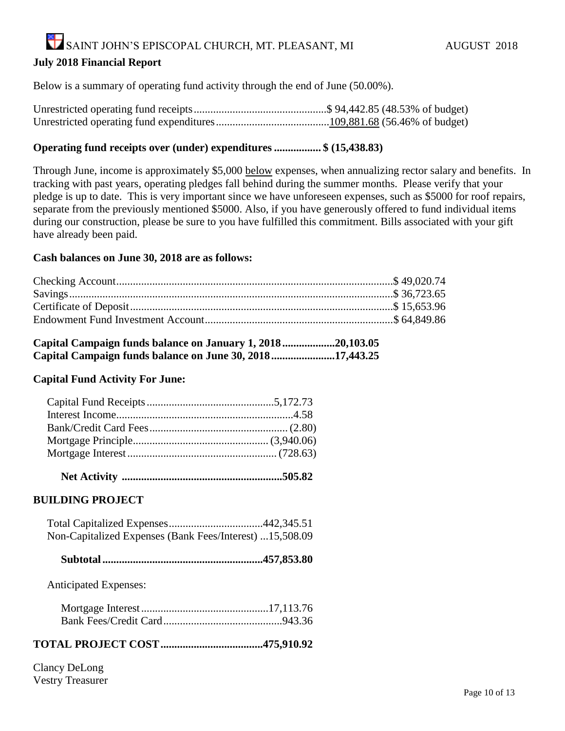SAINT JOHN'S EPISCOPAL CHURCH, MT. PLEASANT, MI AUGUST 2018

**July 2018 Financial Report**

Below is a summary of operating fund activity through the end of June (50.00%).

Unrestricted operating fund receipts................................................$ 94,442.85 (48.53% of budget)
Unrestricted operating fund expenditures........................................109,881.68 (56.46% of budget)

**Operating fund receipts over (under) expenditures ................. $ (15,438.83)**

Through June, income is approximately $5,000 below expenses, when annualizing rector salary and benefits. In tracking with past years, operating pledges fall behind during the summer months. Please verify that your pledge is up to date. This is very important since we have unforeseen expenses, such as $5000 for roof repairs, separate from the previously mentioned $5000. Also, if you have generously offered to fund individual items during our construction, please be sure to you have fulfilled this commitment. Bills associated with your gift have already been paid.

**Cash balances on June 30, 2018 are as follows:**

| | |
|---|---|
| Checking Account | $ 49,020.74 |
| Savings | $ 36,723.65 |
| Certificate of Deposit | $ 15,653.96 |
| Endowment Fund Investment Account | $ 64,849.86 |

**Capital Campaign funds balance on January 1, 2018...................20,103.05**
**Capital Campaign funds balance on June 30, 2018.......................17,443.25**

**Capital Fund Activity For June:**

| | |
|---|---|
| Capital Fund Receipts | 5,172.73 |
| Interest Income | 4.58 |
| Bank/Credit Card Fees | (2.80) |
| Mortgage Principle | (3,940.06) |
| Mortgage Interest | (728.63) |
| **Net Activity** | **505.82** |

**BUILDING PROJECT**

| | |
|---|---|
| Total Capitalized Expenses | 442,345.51 |
| Non-Capitalized Expenses (Bank Fees/Interest) | 15,508.09 |
| **Subtotal** | **457,853.80** |

Anticipated Expenses:

| | |
|---|---|
| Mortgage Interest | 17,113.76 |
| Bank Fees/Credit Card | 943.36 |

**TOTAL PROJECT COST....................................475,910.92**

Clancy DeLong
Vestry Treasurer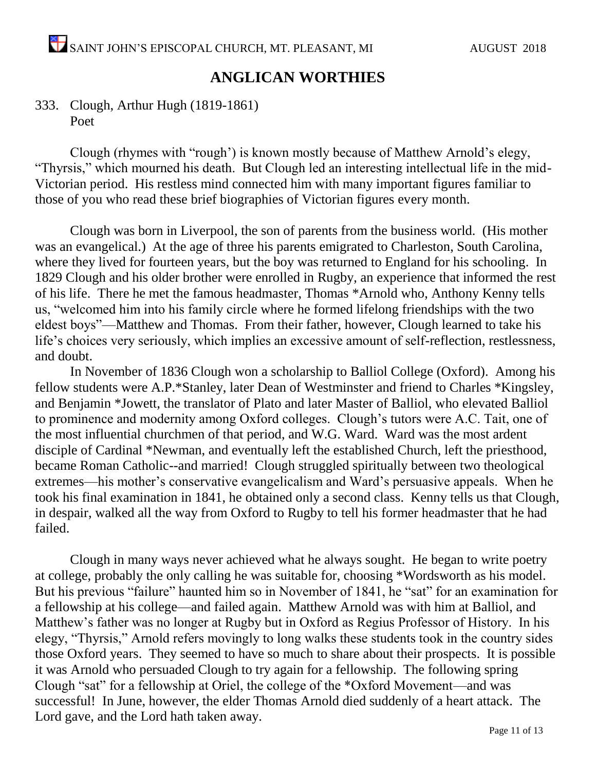## ANGLICAN WORTHIES

333. Clough, Arthur Hugh (1819-1861)
Poet

Clough (rhymes with "rough') is known mostly because of Matthew Arnold's elegy, "Thyrsis," which mourned his death. But Clough led an interesting intellectual life in the mid-Victorian period. His restless mind connected him with many important figures familiar to those of you who read these brief biographies of Victorian figures every month.

Clough was born in Liverpool, the son of parents from the business world. (His mother was an evangelical.) At the age of three his parents emigrated to Charleston, South Carolina, where they lived for fourteen years, but the boy was returned to England for his schooling. In 1829 Clough and his older brother were enrolled in Rugby, an experience that informed the rest of his life. There he met the famous headmaster, Thomas *Arnold who, Anthony Kenny tells us, "welcomed him into his family circle where he formed lifelong friendships with the two eldest boys"—Matthew and Thomas. From their father, however, Clough learned to take his life's choices very seriously, which implies an excessive amount of self-reflection, restlessness, and doubt.

In November of 1836 Clough won a scholarship to Balliol College (Oxford). Among his fellow students were A.P.*Stanley, later Dean of Westminster and friend to Charles *Kingsley, and Benjamin *Jowett, the translator of Plato and later Master of Balliol, who elevated Balliol to prominence and modernity among Oxford colleges. Clough's tutors were A.C. Tait, one of the most influential churchmen of that period, and W.G. Ward. Ward was the most ardent disciple of Cardinal *Newman, and eventually left the established Church, left the priesthood, became Roman Catholic--and married! Clough struggled spiritually between two theological extremes—his mother's conservative evangelicalism and Ward's persuasive appeals. When he took his final examination in 1841, he obtained only a second class. Kenny tells us that Clough, in despair, walked all the way from Oxford to Rugby to tell his former headmaster that he had failed.

Clough in many ways never achieved what he always sought. He began to write poetry at college, probably the only calling he was suitable for, choosing *Wordsworth as his model. But his previous "failure" haunted him so in November of 1841, he "sat" for an examination for a fellowship at his college—and failed again. Matthew Arnold was with him at Balliol, and Matthew's father was no longer at Rugby but in Oxford as Regius Professor of History. In his elegy, "Thyrsis," Arnold refers movingly to long walks these students took in the country sides those Oxford years. They seemed to have so much to share about their prospects. It is possible it was Arnold who persuaded Clough to try again for a fellowship. The following spring Clough "sat" for a fellowship at Oriel, the college of the *Oxford Movement—and was successful! In June, however, the elder Thomas Arnold died suddenly of a heart attack. The Lord gave, and the Lord hath taken away.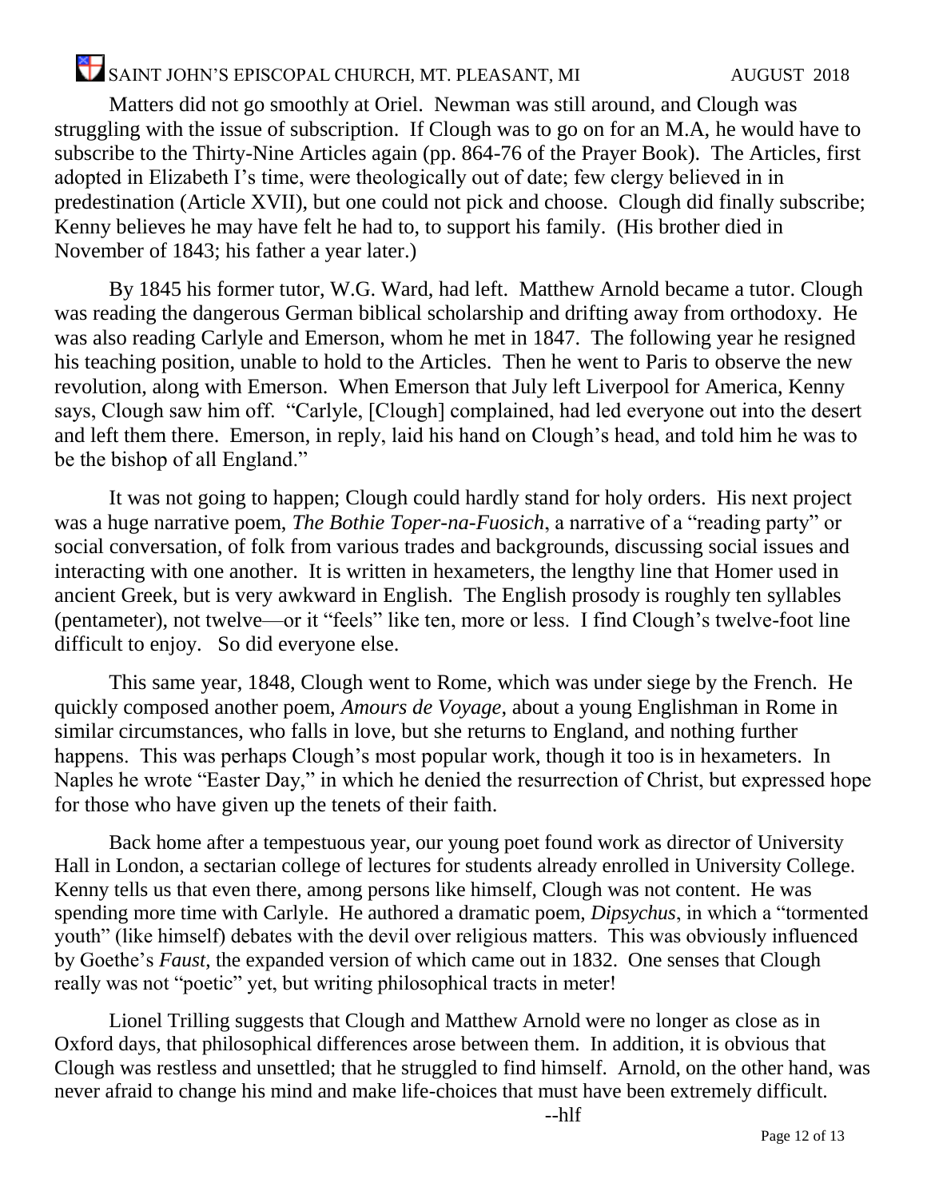Matters did not go smoothly at Oriel. Newman was still around, and Clough was struggling with the issue of subscription. If Clough was to go on for an M.A, he would have to subscribe to the Thirty-Nine Articles again (pp. 864-76 of the Prayer Book). The Articles, first adopted in Elizabeth I's time, were theologically out of date; few clergy believed in in predestination (Article XVII), but one could not pick and choose. Clough did finally subscribe; Kenny believes he may have felt he had to, to support his family. (His brother died in November of 1843; his father a year later.)

By 1845 his former tutor, W.G. Ward, had left. Matthew Arnold became a tutor. Clough was reading the dangerous German biblical scholarship and drifting away from orthodoxy. He was also reading Carlyle and Emerson, whom he met in 1847. The following year he resigned his teaching position, unable to hold to the Articles. Then he went to Paris to observe the new revolution, along with Emerson. When Emerson that July left Liverpool for America, Kenny says, Clough saw him off. "Carlyle, [Clough] complained, had led everyone out into the desert and left them there. Emerson, in reply, laid his hand on Clough's head, and told him he was to be the bishop of all England."

It was not going to happen; Clough could hardly stand for holy orders. His next project was a huge narrative poem, *The Bothie Toper-na-Fuosich*, a narrative of a "reading party" or social conversation, of folk from various trades and backgrounds, discussing social issues and interacting with one another. It is written in hexameters, the lengthy line that Homer used in ancient Greek, but is very awkward in English. The English prosody is roughly ten syllables (pentameter), not twelve—or it "feels" like ten, more or less. I find Clough's twelve-foot line difficult to enjoy. So did everyone else.

This same year, 1848, Clough went to Rome, which was under siege by the French. He quickly composed another poem, *Amours de Voyage*, about a young Englishman in Rome in similar circumstances, who falls in love, but she returns to England, and nothing further happens. This was perhaps Clough's most popular work, though it too is in hexameters. In Naples he wrote "Easter Day," in which he denied the resurrection of Christ, but expressed hope for those who have given up the tenets of their faith.

Back home after a tempestuous year, our young poet found work as director of University Hall in London, a sectarian college of lectures for students already enrolled in University College. Kenny tells us that even there, among persons like himself, Clough was not content. He was spending more time with Carlyle. He authored a dramatic poem, *Dipsychus*, in which a "tormented youth" (like himself) debates with the devil over religious matters. This was obviously influenced by Goethe's *Faust*, the expanded version of which came out in 1832. One senses that Clough really was not "poetic" yet, but writing philosophical tracts in meter!

Lionel Trilling suggests that Clough and Matthew Arnold were no longer as close as in Oxford days, that philosophical differences arose between them. In addition, it is obvious that Clough was restless and unsettled; that he struggled to find himself. Arnold, on the other hand, was never afraid to change his mind and make life-choices that must have been extremely difficult.

--hlf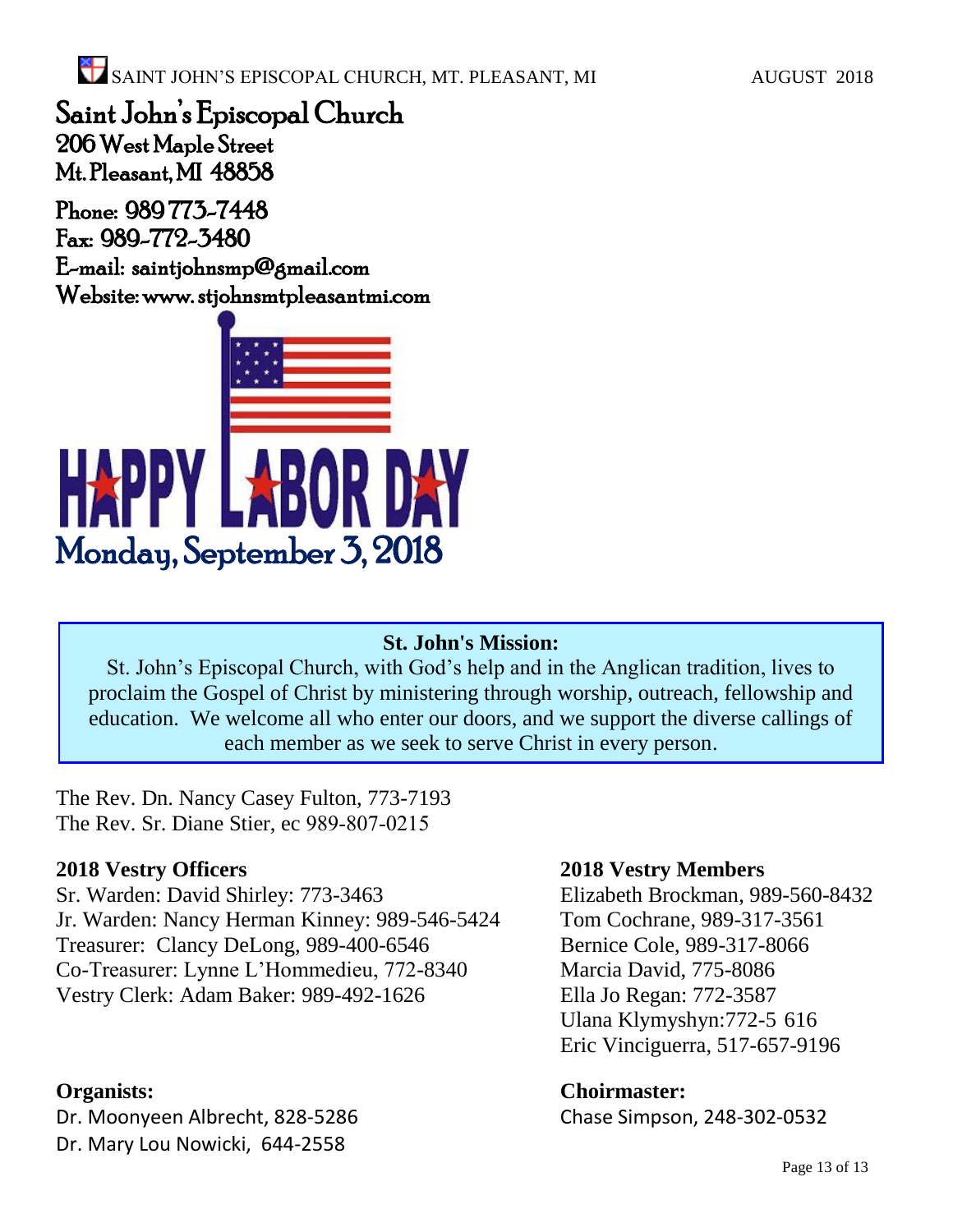# Saint John's Episcopal Church

206 West Maple Street
Mt. Pleasant, MI 48858

Phone: 989 773-7448
Fax: 989-772-3480
E-mail: saintjohnsmp@gmail.com
Website: www. stjohnsmtpleasantmi.com

HAPPY LABOR DAY

Monday, September 3, 2018

**St. John's Mission:**

St. John's Episcopal Church, with God's help and in the Anglican tradition, lives to proclaim the Gospel of Christ by ministering through worship, outreach, fellowship and education. We welcome all who enter our doors, and we support the diverse callings of each member as we seek to serve Christ in every person.

The Rev. Dn. Nancy Casey Fulton, 773-7193
The Rev. Sr. Diane Stier, ec 989-807-0215

**2018 Vestry Officers**

Sr. Warden: David Shirley: 773-3463
Jr. Warden: Nancy Herman Kinney: 989-546-5424
Treasurer: Clancy DeLong, 989-400-6546
Co-Treasurer: Lynne L'Hommedieu, 772-8340
Vestry Clerk: Adam Baker: 989-492-1626

**2018 Vestry Members**

Elizabeth Brockman, 989-560-8432
Tom Cochrane, 989-317-3561
Bernice Cole, 989-317-8066
Marcia David, 775-8086
Ella Jo Regan: 772-3587
Ulana Klymyshyn:772-5 616
Eric Vinciguerra, 517-657-9196

**Organists:**

Dr. Moonyeen Albrecht, 828-5286
Dr. Mary Lou Nowicki, 644-2558

**Choirmaster:**

Chase Simpson, 248-302-0532